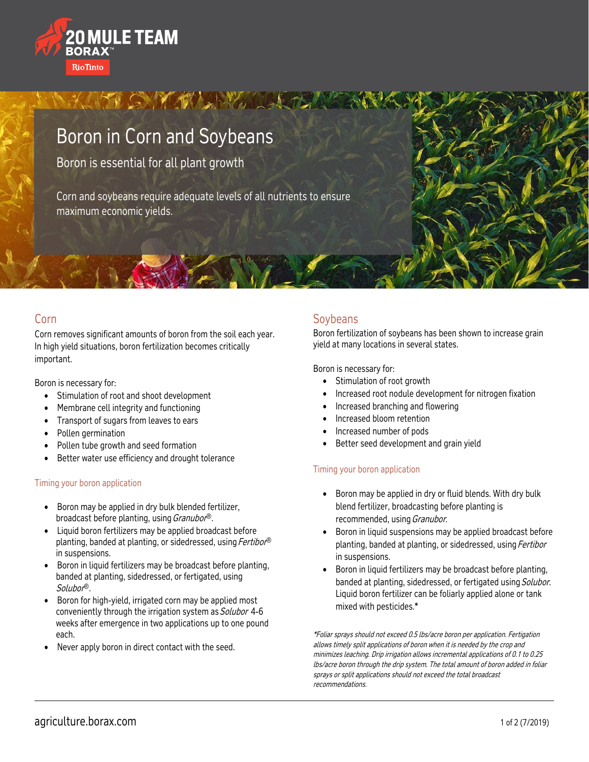20 MULE TEAM BORAX™ Rio Tinto

# Boron in Corn and Soybeans

## Boron is essential for all plant growth

Corn and soybeans require adequate levels of all nutrients to ensure maximum economic yields.

## Corn

Corn removes significant amounts of boron from the soil each year. In high yield situations, boron fertilization becomes critically important.

Boron is necessary for:

- Stimulation of root and shoot development
- Membrane cell integrity and functioning
- Transport of sugars from leaves to ears
- Pollen germination
- Pollen tube growth and seed formation
- Better water use efficiency and drought tolerance

### Timing your boron application

- Boron may be applied in dry bulk blended fertilizer, broadcast before planting, using *Granubor*®.
- Liquid boron fertilizers may be applied broadcast before planting, banded at planting, or sidedressed, using *Fertibor*® in suspensions.
- Boron in liquid fertilizers may be broadcast before planting, banded at planting, sidedressed, or fertigated, using *Solubor*®.
- Boron for high-yield, irrigated corn may be applied most conveniently through the irrigation system as *Solubor* 4-6 weeks after emergence in two applications up to one pound each.
- Never apply boron in direct contact with the seed.

## Soybeans

Boron fertilization of soybeans has been shown to increase grain yield at many locations in several states.

Boron is necessary for:

- Stimulation of root growth
- Increased root nodule development for nitrogen fixation
- Increased branching and flowering
- Increased bloom retention
- Increased number of pods
- Better seed development and grain yield

### Timing your boron application

- Boron may be applied in dry or fluid blends. With dry bulk blend fertilizer, broadcasting before planting is recommended, using *Granubor.*
- Boron in liquid suspensions may be applied broadcast before planting, banded at planting, or sidedressed, using *Fertibor* in suspensions.
- Boron in liquid fertilizers may be broadcast before planting, banded at planting, sidedressed, or fertigated using *Solubor.* Liquid boron fertilizer can be foliarly applied alone or tank mixed with pesticides.*

*\*Foliar sprays should not exceed 0.5 lbs/acre boron per application. Fertigation allows timely split applications of boron when it is needed by the crop and minimizes leaching. Drip irrigation allows incremental applications of 0.1 to 0.25 lbs/acre boron through the drip system. The total amount of boron added in foliar sprays or split applications should not exceed the total broadcast recommendations.*

agriculture.borax.com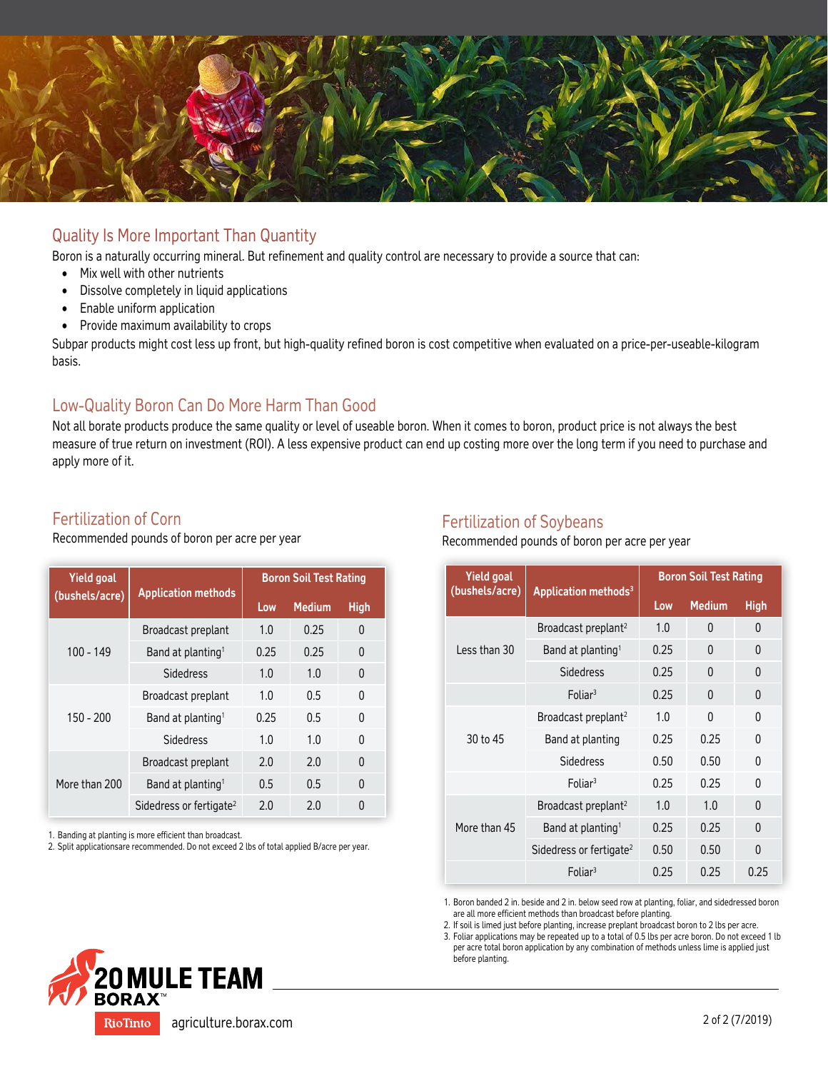## Quality Is More Important Than Quantity

Boron is a naturally occurring mineral. But refinement and quality control are necessary to provide a source that can:

- Mix well with other nutrients
- Dissolve completely in liquid applications
- Enable uniform application
- Provide maximum availability to crops

Subpar products might cost less up front, but high-quality refined boron is cost competitive when evaluated on a price-per-useable-kilogram basis.

## Low-Quality Boron Can Do More Harm Than Good

Not all borate products produce the same quality or level of useable boron. When it comes to boron, product price is not always the best measure of true return on investment (ROI). A less expensive product can end up costing more over the long term if you need to purchase and apply more of it.

## Fertilization of Corn

Recommended pounds of boron per acre per year

| Yield goal (bushels/acre) | Application methods | Boron Soil Test Rating | | |
|---|---|---|---|---|
| | | Low | Medium | High |
| 100 - 149 | Broadcast preplant | 1.0 | 0.25 | 0 |
| | Band at planting[1] | 0.25 | 0.25 | 0 |
| | Sidedress | 1.0 | 1.0 | 0 |
| 150 - 200 | Broadcast preplant | 1.0 | 0.5 | 0 |
| | Band at planting[1] | 0.25 | 0.5 | 0 |
| | Sidedress | 1.0 | 1.0 | 0 |
| More than 200 | Broadcast preplant | 2.0 | 2.0 | 0 |
| | Band at planting[1] | 0.5 | 0.5 | 0 |
| | Sidedress or fertigate[2] | 2.0 | 2.0 | 0 |

1. Banding at planting is more efficient than broadcast.
2. Split applicationsare recommended. Do not exceed 2 lbs of total applied B/acre per year.

## Fertilization of Soybeans

Recommended pounds of boron per acre per year

| Yield goal (bushels/acre) | Application methods[3] | Boron Soil Test Rating | | |
|---|---|---|---|---|
| | | Low | Medium | High |
| Less than 30 | Broadcast preplant[2] | 1.0 | 0 | 0 |
| | Band at planting[1] | 0.25 | 0 | 0 |
| | Sidedress | 0.25 | 0 | 0 |
| | Foliar[3] | 0.25 | 0 | 0 |
| 30 to 45 | Broadcast preplant[2] | 1.0 | 0 | 0 |
| | Band at planting | 0.25 | 0.25 | 0 |
| | Sidedress | 0.50 | 0.50 | 0 |
| | Foliar[3] | 0.25 | 0.25 | 0 |
| More than 45 | Broadcast preplant[2] | 1.0 | 1.0 | 0 |
| | Band at planting[1] | 0.25 | 0.25 | 0 |
| | Sidedress or fertigate[2] | 0.50 | 0.50 | 0 |
| | Foliar[3] | 0.25 | 0.25 | 0.25 |

1. Boron banded 2 in. beside and 2 in. below seed row at planting, foliar, and sidedressed boron are all more efficient methods than broadcast before planting.
2. If soil is limed just before planting, increase preplant broadcast boron to 2 lbs per acre.
3. Foliar applications may be repeated up to a total of 0.5 lbs per acre boron. Do not exceed 1 lb per acre total boron application by any combination of methods unless lime is applied just before planting.

20 MULE TEAM BORAX™

RioTinto

agriculture.borax.com